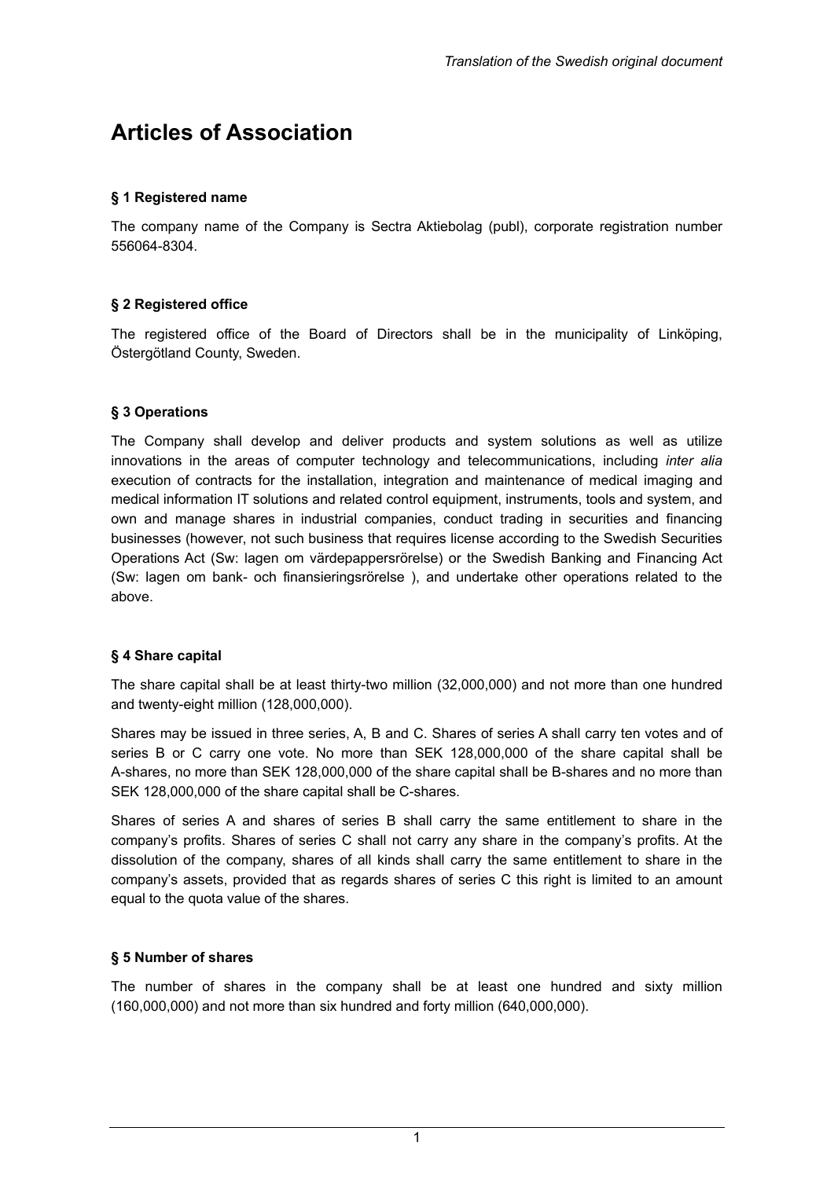*Translation of the Swedish original document*

# Articles of Association

### § 1 Registered name

The company name of the Company is Sectra Aktiebolag (publ), corporate registration number 556064-8304.

### § 2 Registered office

The registered office of the Board of Directors shall be in the municipality of Linköping, Östergötland County, Sweden.

### § 3 Operations

The Company shall develop and deliver products and system solutions as well as utilize innovations in the areas of computer technology and telecommunications, including *inter alia* execution of contracts for the installation, integration and maintenance of medical imaging and medical information IT solutions and related control equipment, instruments, tools and system, and own and manage shares in industrial companies, conduct trading in securities and financing businesses (however, not such business that requires license according to the Swedish Securities Operations Act (Sw: lagen om värdepappersrörelse) or the Swedish Banking and Financing Act (Sw: lagen om bank- och finansieringsrörelse ), and undertake other operations related to the above.

### § 4 Share capital

The share capital shall be at least thirty-two million (32,000,000) and not more than one hundred and twenty-eight million (128,000,000).

Shares may be issued in three series, A, B and C. Shares of series A shall carry ten votes and of series B or C carry one vote. No more than SEK 128,000,000 of the share capital shall be A-shares, no more than SEK 128,000,000 of the share capital shall be B-shares and no more than SEK 128,000,000 of the share capital shall be C-shares.

Shares of series A and shares of series B shall carry the same entitlement to share in the company's profits. Shares of series C shall not carry any share in the company's profits. At the dissolution of the company, shares of all kinds shall carry the same entitlement to share in the company's assets, provided that as regards shares of series C this right is limited to an amount equal to the quota value of the shares.

### § 5 Number of shares

The number of shares in the company shall be at least one hundred and sixty million (160,000,000) and not more than six hundred and forty million (640,000,000).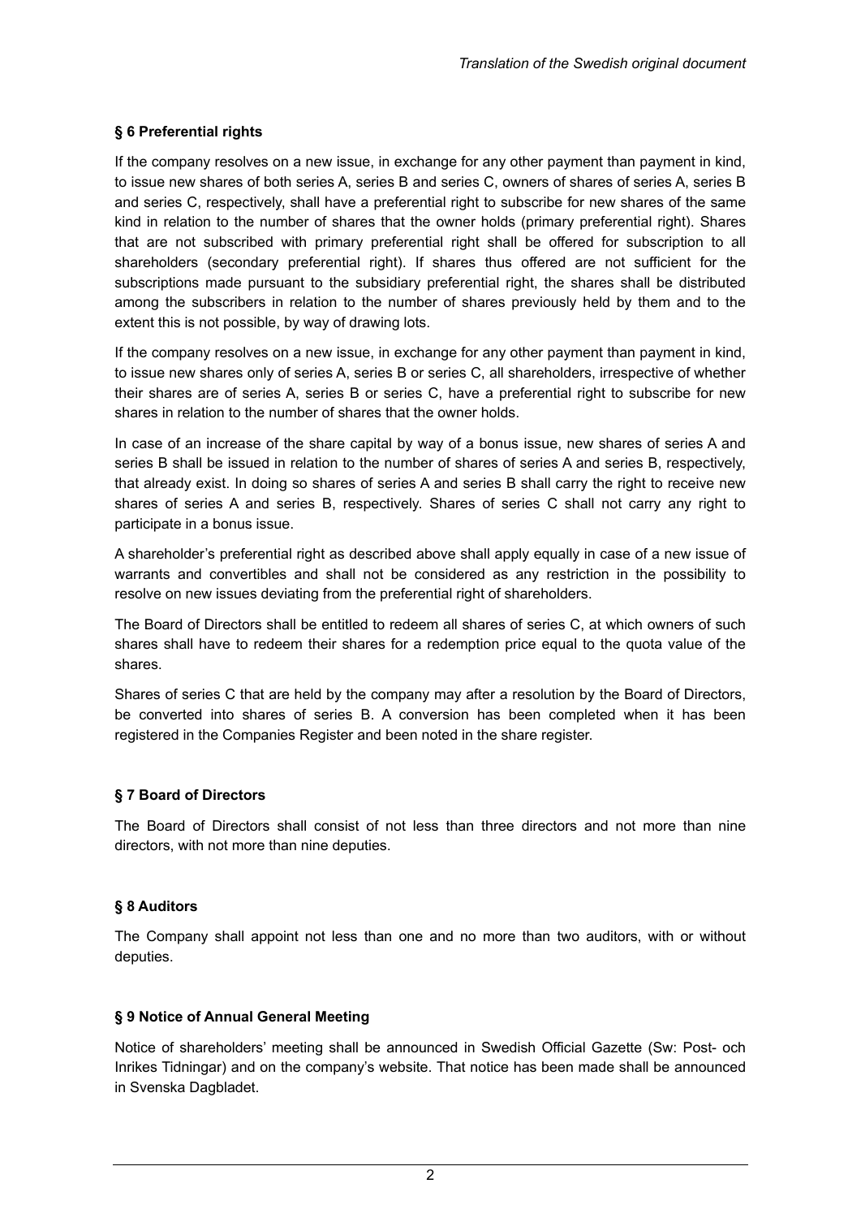## § 6 Preferential rights

If the company resolves on a new issue, in exchange for any other payment than payment in kind, to issue new shares of both series A, series B and series C, owners of shares of series A, series B and series C, respectively, shall have a preferential right to subscribe for new shares of the same kind in relation to the number of shares that the owner holds (primary preferential right). Shares that are not subscribed with primary preferential right shall be offered for subscription to all shareholders (secondary preferential right). If shares thus offered are not sufficient for the subscriptions made pursuant to the subsidiary preferential right, the shares shall be distributed among the subscribers in relation to the number of shares previously held by them and to the extent this is not possible, by way of drawing lots.

If the company resolves on a new issue, in exchange for any other payment than payment in kind, to issue new shares only of series A, series B or series C, all shareholders, irrespective of whether their shares are of series A, series B or series C, have a preferential right to subscribe for new shares in relation to the number of shares that the owner holds.

In case of an increase of the share capital by way of a bonus issue, new shares of series A and series B shall be issued in relation to the number of shares of series A and series B, respectively, that already exist. In doing so shares of series A and series B shall carry the right to receive new shares of series A and series B, respectively. Shares of series C shall not carry any right to participate in a bonus issue.

A shareholder's preferential right as described above shall apply equally in case of a new issue of warrants and convertibles and shall not be considered as any restriction in the possibility to resolve on new issues deviating from the preferential right of shareholders.

The Board of Directors shall be entitled to redeem all shares of series C, at which owners of such shares shall have to redeem their shares for a redemption price equal to the quota value of the shares.

Shares of series C that are held by the company may after a resolution by the Board of Directors, be converted into shares of series B. A conversion has been completed when it has been registered in the Companies Register and been noted in the share register.

## § 7 Board of Directors

The Board of Directors shall consist of not less than three directors and not more than nine directors, with not more than nine deputies.

## § 8 Auditors

The Company shall appoint not less than one and no more than two auditors, with or without deputies.

## § 9 Notice of Annual General Meeting

Notice of shareholders' meeting shall be announced in Swedish Official Gazette (Sw: Post- och Inrikes Tidningar) and on the company's website. That notice has been made shall be announced in Svenska Dagbladet.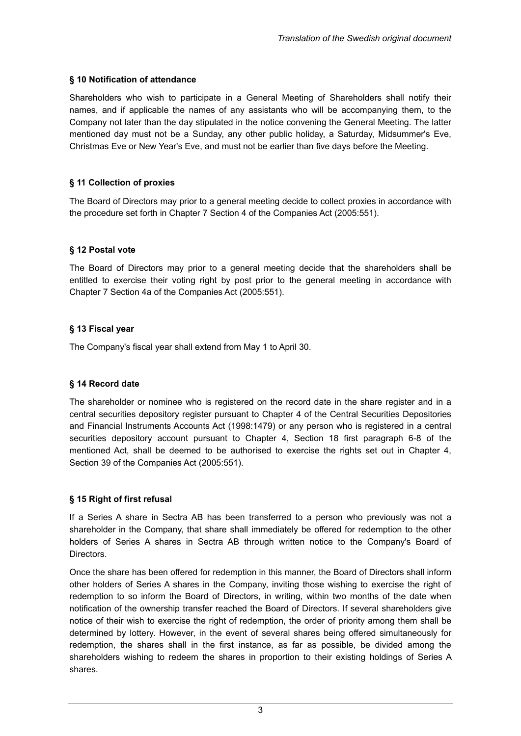## § 10 Notification of attendance

Shareholders who wish to participate in a General Meeting of Shareholders shall notify their names, and if applicable the names of any assistants who will be accompanying them, to the Company not later than the day stipulated in the notice convening the General Meeting. The latter mentioned day must not be a Sunday, any other public holiday, a Saturday, Midsummer's Eve, Christmas Eve or New Year's Eve, and must not be earlier than five days before the Meeting.

## § 11 Collection of proxies

The Board of Directors may prior to a general meeting decide to collect proxies in accordance with the procedure set forth in Chapter 7 Section 4 of the Companies Act (2005:551).

## § 12 Postal vote

The Board of Directors may prior to a general meeting decide that the shareholders shall be entitled to exercise their voting right by post prior to the general meeting in accordance with Chapter 7 Section 4a of the Companies Act (2005:551).

## § 13 Fiscal year

The Company's fiscal year shall extend from May 1 to April 30.

## § 14 Record date

The shareholder or nominee who is registered on the record date in the share register and in a central securities depository register pursuant to Chapter 4 of the Central Securities Depositories and Financial Instruments Accounts Act (1998:1479) or any person who is registered in a central securities depository account pursuant to Chapter 4, Section 18 first paragraph 6-8 of the mentioned Act, shall be deemed to be authorised to exercise the rights set out in Chapter 4, Section 39 of the Companies Act (2005:551).

## § 15 Right of first refusal

If a Series A share in Sectra AB has been transferred to a person who previously was not a shareholder in the Company, that share shall immediately be offered for redemption to the other holders of Series A shares in Sectra AB through written notice to the Company's Board of Directors.

Once the share has been offered for redemption in this manner, the Board of Directors shall inform other holders of Series A shares in the Company, inviting those wishing to exercise the right of redemption to so inform the Board of Directors, in writing, within two months of the date when notification of the ownership transfer reached the Board of Directors. If several shareholders give notice of their wish to exercise the right of redemption, the order of priority among them shall be determined by lottery. However, in the event of several shares being offered simultaneously for redemption, the shares shall in the first instance, as far as possible, be divided among the shareholders wishing to redeem the shares in proportion to their existing holdings of Series A shares.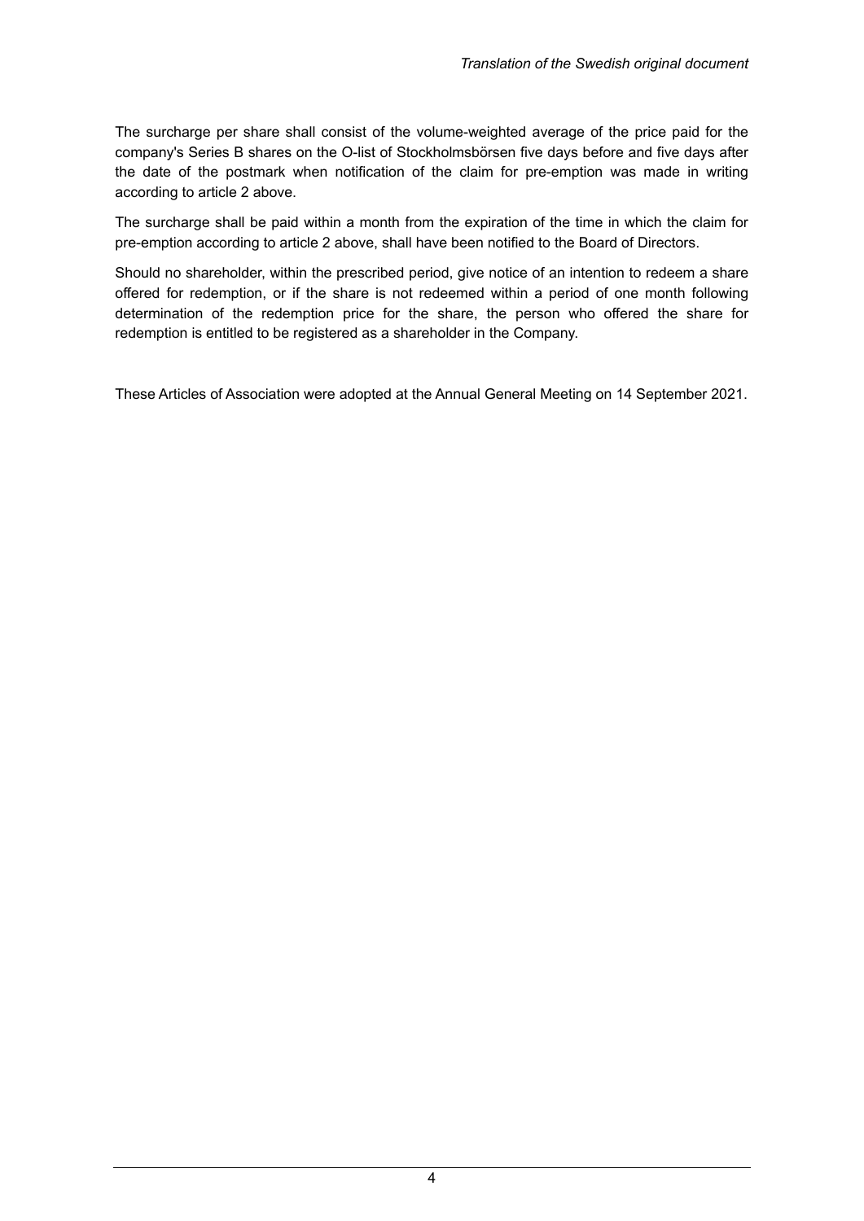The surcharge per share shall consist of the volume-weighted average of the price paid for the company's Series B shares on the O-list of Stockholmsbörsen five days before and five days after the date of the postmark when notification of the claim for pre-emption was made in writing according to article 2 above.

The surcharge shall be paid within a month from the expiration of the time in which the claim for pre-emption according to article 2 above, shall have been notified to the Board of Directors.

Should no shareholder, within the prescribed period, give notice of an intention to redeem a share offered for redemption, or if the share is not redeemed within a period of one month following determination of the redemption price for the share, the person who offered the share for redemption is entitled to be registered as a shareholder in the Company.

These Articles of Association were adopted at the Annual General Meeting on 14 September 2021.